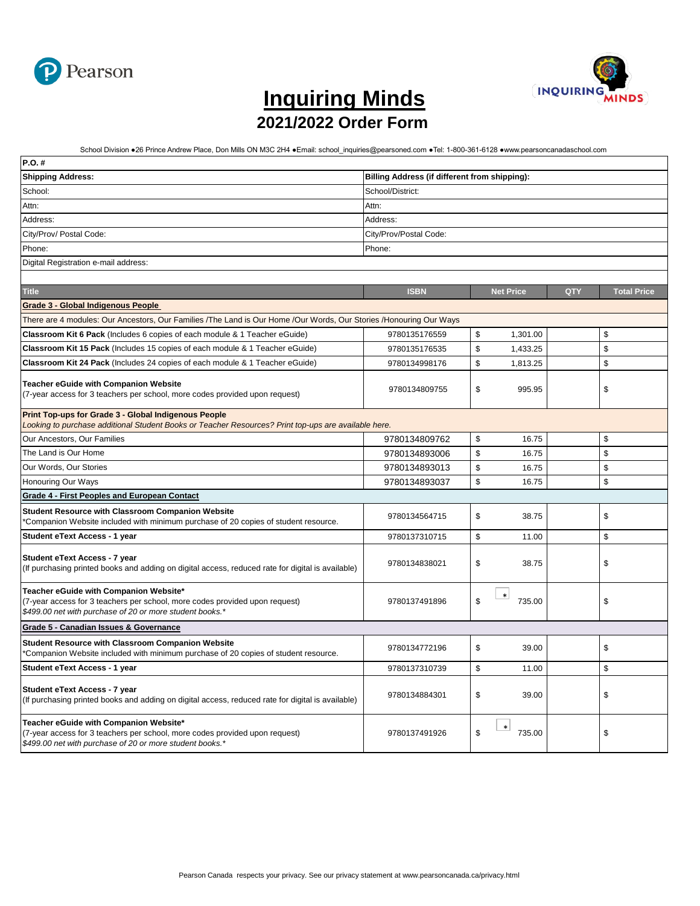# Inquiring Minds

## 2021/2022 Order Form

School Division ●26 Prince Andrew Place, Don Mills ON M3C 2H4 ●Email: school_inquiries@pearsoned.com ●Tel: 1-800-361-6128 ●www.pearsoncanadaschool.com

| P.O. # | |
|---|---|
| **Shipping Address:** | **Billing Address (if different from shipping):** |
| School: | School/District: |
| Attn: | Attn: |
| Address: | Address: |
| City/Prov/ Postal Code: | City/Prov/Postal Code: |
| Phone: | Phone: |
| Digital Registration e-mail address: | |

| Title | ISBN | Net Price | QTY | Total Price |
|---|---|---|---|---|
| **Grade 3 - Global Indigenous People** | | | | |
| There are 4 modules: Our Ancestors, Our Families /The Land is Our Home /Our Words, Our Stories /Honouring Our Ways | | | | |
| **Classroom Kit 6 Pack** (Includes 6 copies of each module & 1 Teacher eGuide) | 9780135176559 | $ 1,301.00 | | $ |
| **Classroom Kit 15 Pack** (Includes 15 copies of each module & 1 Teacher eGuide) | 9780135176535 | $ 1,433.25 | | $ |
| **Classroom Kit 24 Pack** (Includes 24 copies of each module & 1 Teacher eGuide) | 9780134998176 | $ 1,813.25 | | $ |
| **Teacher eGuide with Companion Website** (7-year access for 3 teachers per school, more codes provided upon request) | 9780134809755 | $ 995.95 | | $ |
| **Print Top-ups for Grade 3 - Global Indigenous People** *Looking to purchase additional Student Books or Teacher Resources? Print top-ups are available here.* | | | | |
| Our Ancestors, Our Families | 9780134809762 | $ 16.75 | | $ |
| The Land is Our Home | 9780134893006 | $ 16.75 | | $ |
| Our Words, Our Stories | 9780134893013 | $ 16.75 | | $ |
| Honouring Our Ways | 9780134893037 | $ 16.75 | | $ |
| **Grade 4 - First Peoples and European Contact** | | | | |
| **Student Resource with Classroom Companion Website** *Companion Website included with minimum purchase of 20 copies of student resource. | 9780134564715 | $ 38.75 | | $ |
| **Student eText Access - 1 year** | 9780137310715 | $ 11.00 | | $ |
| **Student eText Access - 7 year** (If purchasing printed books and adding on digital access, reduced rate for digital is available) | 9780134838021 | $ 38.75 | | $ |
| **Teacher eGuide with Companion Website*** (7-year access for 3 teachers per school, more codes provided upon request) *$499.00 net with purchase of 20 or more student books.** | 9780137491896 | $ * 735.00 | | $ |
| **Grade 5 - Canadian Issues & Governance** | | | | |
| **Student Resource with Classroom Companion Website** *Companion Website included with minimum purchase of 20 copies of student resource. | 9780134772196 | $ 39.00 | | $ |
| **Student eText Access - 1 year** | 9780137310739 | $ 11.00 | | $ |
| **Student eText Access - 7 year** (If purchasing printed books and adding on digital access, reduced rate for digital is available) | 9780134884301 | $ 39.00 | | $ |
| **Teacher eGuide with Companion Website*** (7-year access for 3 teachers per school, more codes provided upon request) *$499.00 net with purchase of 20 or more student books.** | 9780137491926 | $ * 735.00 | | $ |

Pearson Canada respects your privacy. See our privacy statement at www.pearsoncanada.ca/privacy.html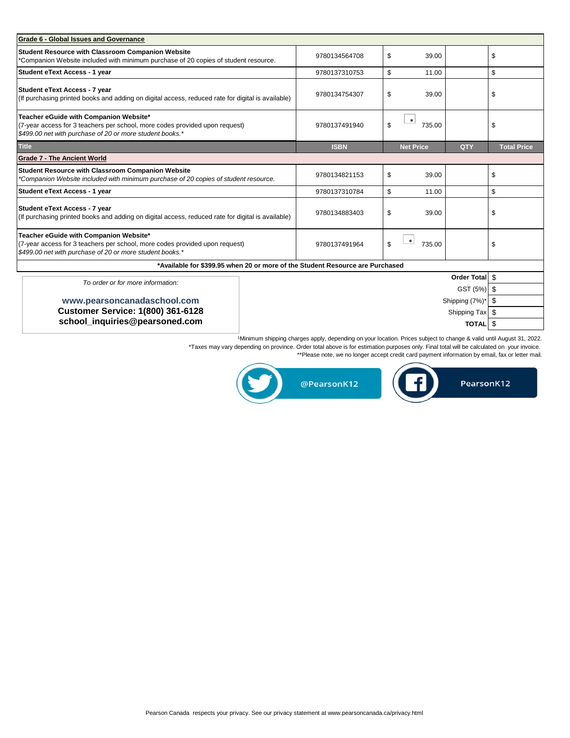| Title | ISBN | Net Price | QTY | Total Price |
|---|---|---|---|---|
| **Grade 6 - Global Issues and Governance** | | | | |
| **Student Resource with Classroom Companion Website**<br>*Companion Website included with minimum purchase of 20 copies of student resource. | 9780134564708 | $ 39.00 | | $ |
| **Student eText Access - 1 year** | 9780137310753 | $ 11.00 | | $ |
| **Student eText Access - 7 year**<br>(If purchasing printed books and adding on digital access, reduced rate for digital is available) | 9780134754307 | $ 39.00 | | $ |
| **Teacher eGuide with Companion Website***<br>(7-year access for 3 teachers per school, more codes provided upon request)<br>*$499.00 net with purchase of 20 or more student books.** | 9780137491940 | $ * 735.00 | | $ |
| **Grade 7 - The Ancient World** | | | | |
| **Student Resource with Classroom Companion Website**<br>**Companion Website included with minimum purchase of 20 copies of student resource.* | 9780134821153 | $ 39.00 | | $ |
| **Student eText Access - 1 year** | 9780137310784 | $ 11.00 | | $ |
| **Student eText Access - 7 year**<br>(If purchasing printed books and adding on digital access, reduced rate for digital is available) | 9780134883403 | $ 39.00 | | $ |
| **Teacher eGuide with Companion Website***<br>(7-year access for 3 teachers per school, more codes provided upon request)<br>*$499.00 net with purchase of 20 or more student books.** | 9780137491964 | $ * 735.00 | | $ |

**\*Available for $399.95 when 20 or more of the Student Resource are Purchased**

| | |
|---|---|
| **Order Total** | $ |
| GST (5%) | $ |
| Shipping (7%)* | $ |
| Shipping Tax | $ |
| **TOTAL** | $ |

*To order or for more information:*

**www.pearsoncanadaschool.com**
**Customer Service: 1(800) 361-6128**
**school_inquiries@pearsoned.com**

[1]Minimum shipping charges apply, depending on your location. Prices subject to change & valid until August 31, 2022.
*Taxes may vary depending on province. Order total above is for estimation purposes only. Final total will be calculated on your invoice.
**Please note, we no longer accept credit card payment information by email, fax or letter mail.

@PearsonK12

PearsonK12

Pearson Canada respects your privacy. See our privacy statement at www.pearsoncanada.ca/privacy.html